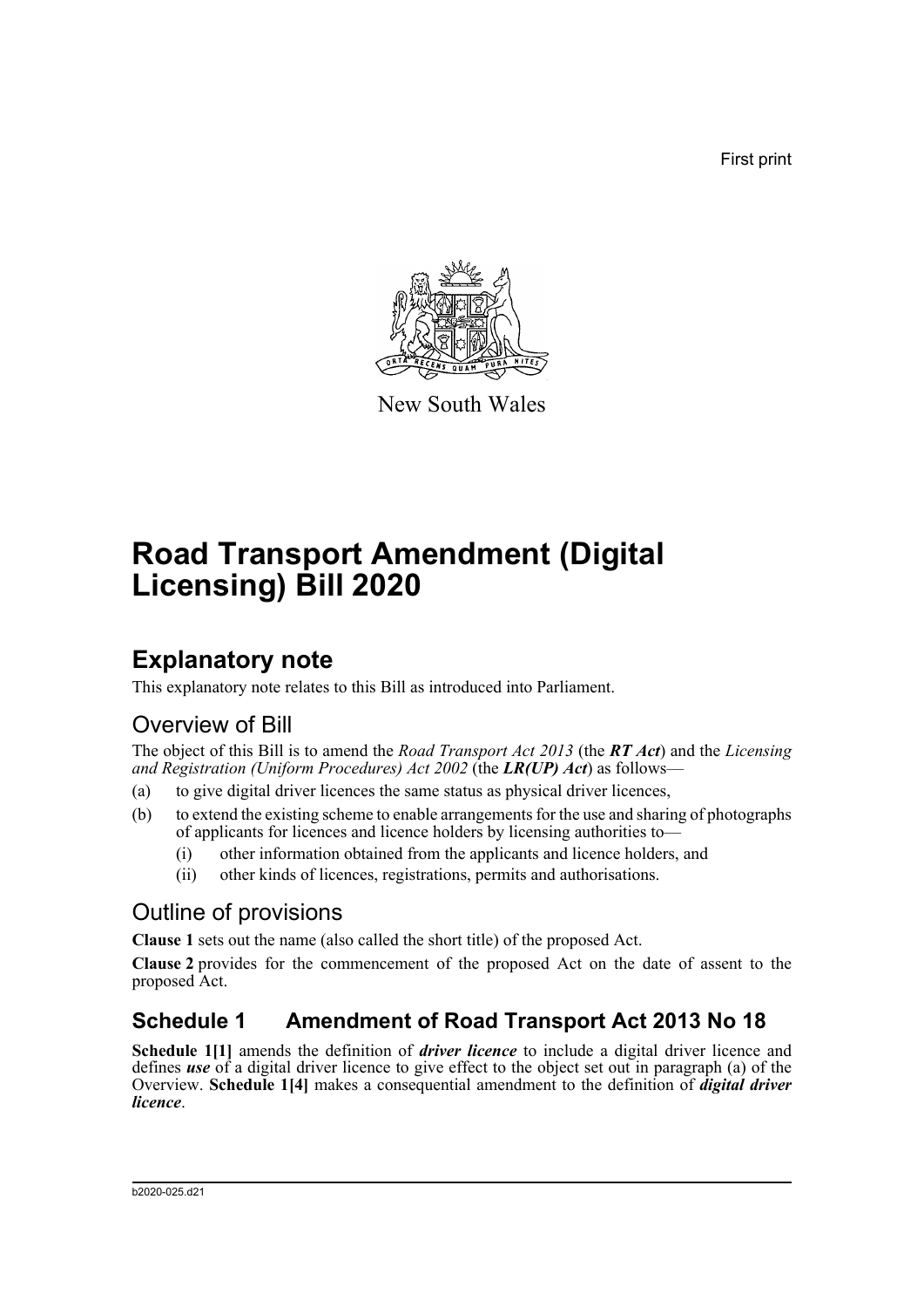First print

New South Wales

# Road Transport Amendment (Digital Licensing) Bill 2020

## Explanatory note

This explanatory note relates to this Bill as introduced into Parliament.

### Overview of Bill

The object of this Bill is to amend the *Road Transport Act 2013* (the ***RT Act***) and the *Licensing and Registration (Uniform Procedures) Act 2002* (the ***LR(UP) Act***) as follows—

(a) to give digital driver licences the same status as physical driver licences,

(b) to extend the existing scheme to enable arrangements for the use and sharing of photographs of applicants for licences and licence holders by licensing authorities to—

  (i) other information obtained from the applicants and licence holders, and

  (ii) other kinds of licences, registrations, permits and authorisations.

### Outline of provisions

**Clause 1** sets out the name (also called the short title) of the proposed Act.

**Clause 2** provides for the commencement of the proposed Act on the date of assent to the proposed Act.

### Schedule 1 Amendment of Road Transport Act 2013 No 18

**Schedule 1[1]** amends the definition of ***driver licence*** to include a digital driver licence and defines ***use*** of a digital driver licence to give effect to the object set out in paragraph (a) of the Overview. **Schedule 1[4]** makes a consequential amendment to the definition of ***digital driver licence***.

b2020-025.d21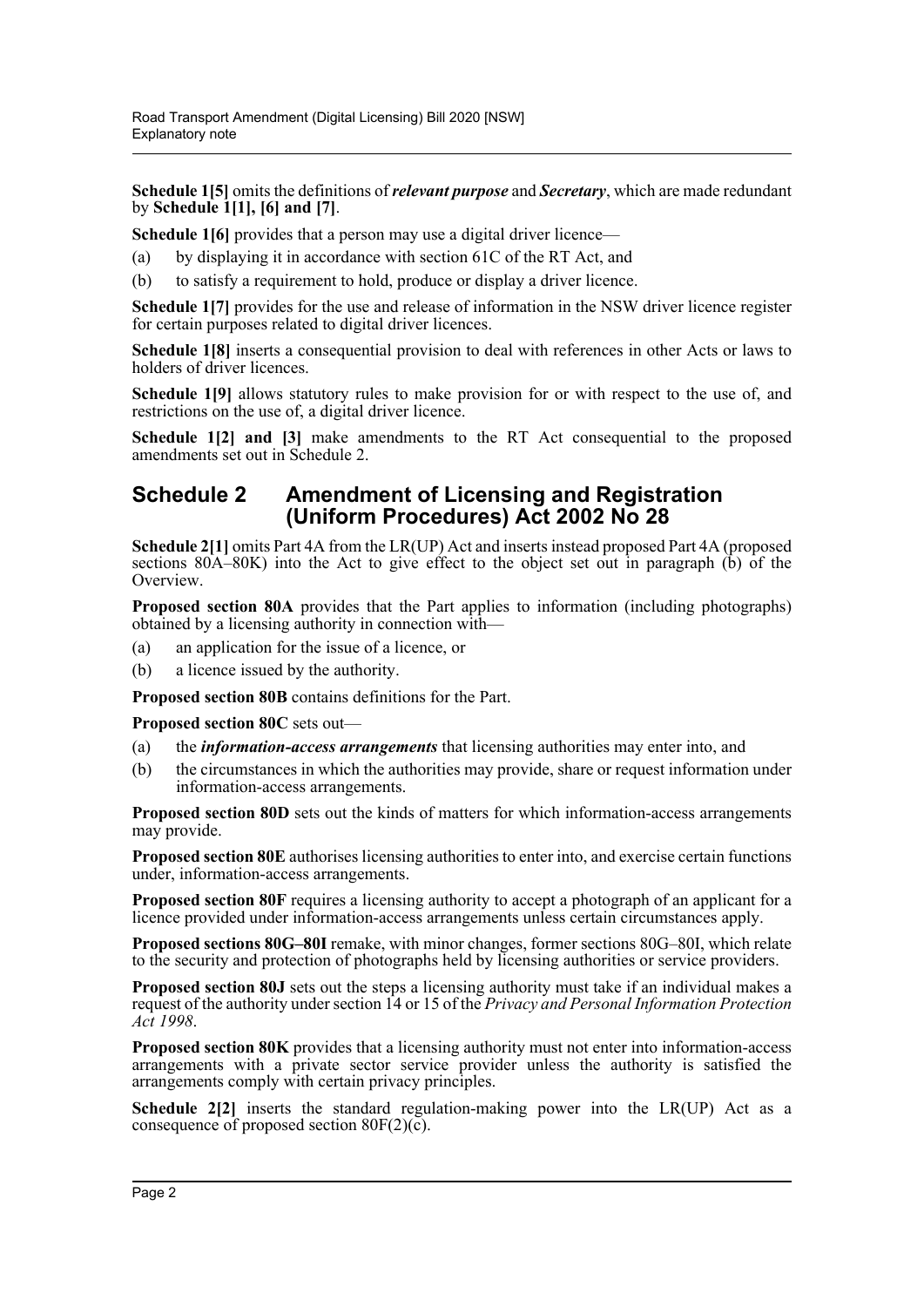**Schedule 1[5]** omits the definitions of ***relevant purpose*** and ***Secretary***, which are made redundant by **Schedule 1[1], [6] and [7]**.

**Schedule 1[6]** provides that a person may use a digital driver licence—

(a) by displaying it in accordance with section 61C of the RT Act, and

(b) to satisfy a requirement to hold, produce or display a driver licence.

**Schedule 1[7]** provides for the use and release of information in the NSW driver licence register for certain purposes related to digital driver licences.

**Schedule 1[8]** inserts a consequential provision to deal with references in other Acts or laws to holders of driver licences.

**Schedule 1[9]** allows statutory rules to make provision for or with respect to the use of, and restrictions on the use of, a digital driver licence.

**Schedule 1[2] and [3]** make amendments to the RT Act consequential to the proposed amendments set out in Schedule 2.

## Schedule 2 Amendment of Licensing and Registration (Uniform Procedures) Act 2002 No 28

**Schedule 2[1]** omits Part 4A from the LR(UP) Act and inserts instead proposed Part 4A (proposed sections 80A–80K) into the Act to give effect to the object set out in paragraph (b) of the Overview.

**Proposed section 80A** provides that the Part applies to information (including photographs) obtained by a licensing authority in connection with—

(a) an application for the issue of a licence, or

(b) a licence issued by the authority.

**Proposed section 80B** contains definitions for the Part.

**Proposed section 80C** sets out—

(a) the ***information-access arrangements*** that licensing authorities may enter into, and

(b) the circumstances in which the authorities may provide, share or request information under information-access arrangements.

**Proposed section 80D** sets out the kinds of matters for which information-access arrangements may provide.

**Proposed section 80E** authorises licensing authorities to enter into, and exercise certain functions under, information-access arrangements.

**Proposed section 80F** requires a licensing authority to accept a photograph of an applicant for a licence provided under information-access arrangements unless certain circumstances apply.

**Proposed sections 80G–80I** remake, with minor changes, former sections 80G–80I, which relate to the security and protection of photographs held by licensing authorities or service providers.

**Proposed section 80J** sets out the steps a licensing authority must take if an individual makes a request of the authority under section 14 or 15 of the *Privacy and Personal Information Protection Act 1998*.

**Proposed section 80K** provides that a licensing authority must not enter into information-access arrangements with a private sector service provider unless the authority is satisfied the arrangements comply with certain privacy principles.

**Schedule 2[2]** inserts the standard regulation-making power into the LR(UP) Act as a consequence of proposed section 80F(2)(c).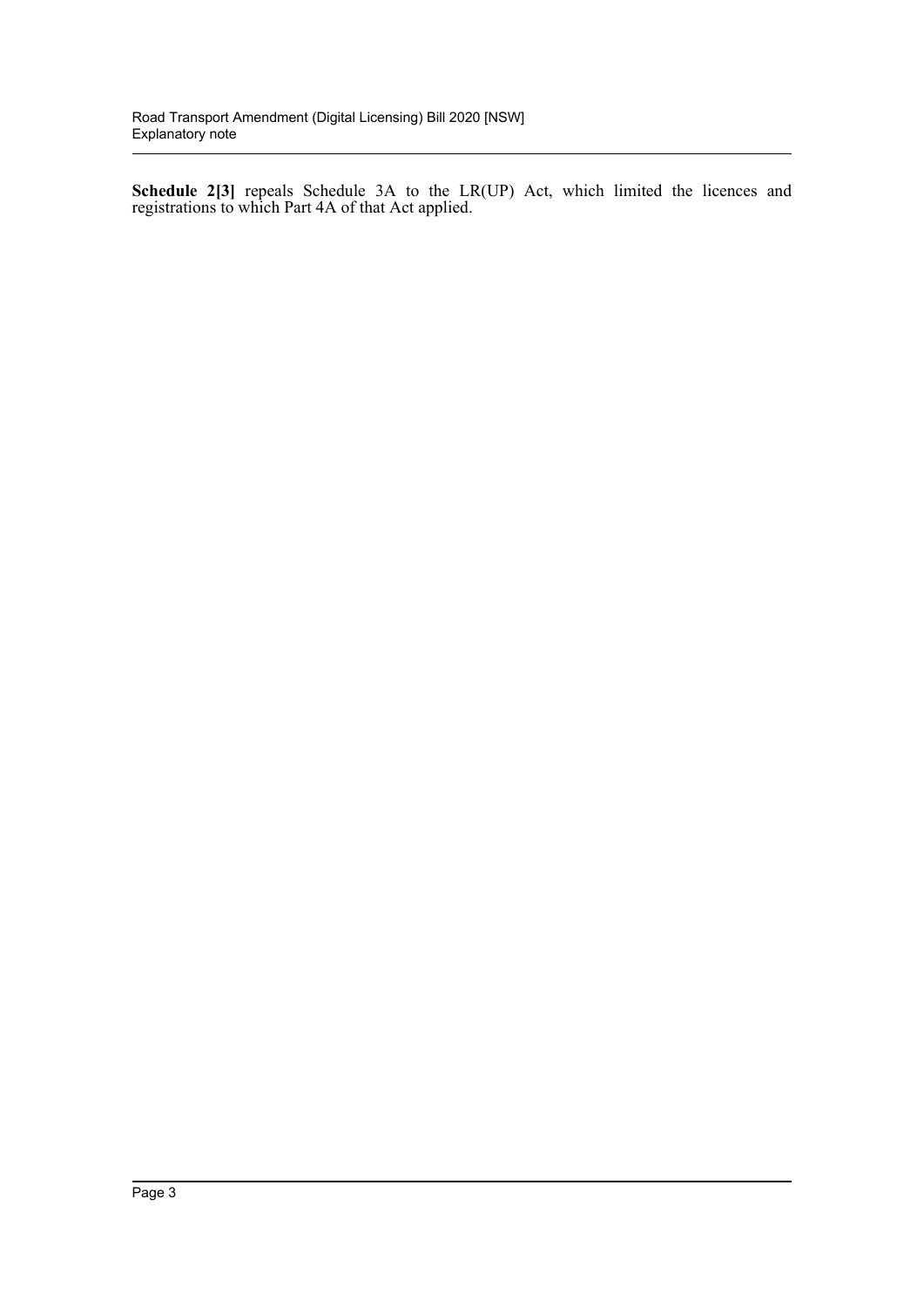**Schedule 2[3]** repeals Schedule 3A to the LR(UP) Act, which limited the licences and registrations to which Part 4A of that Act applied.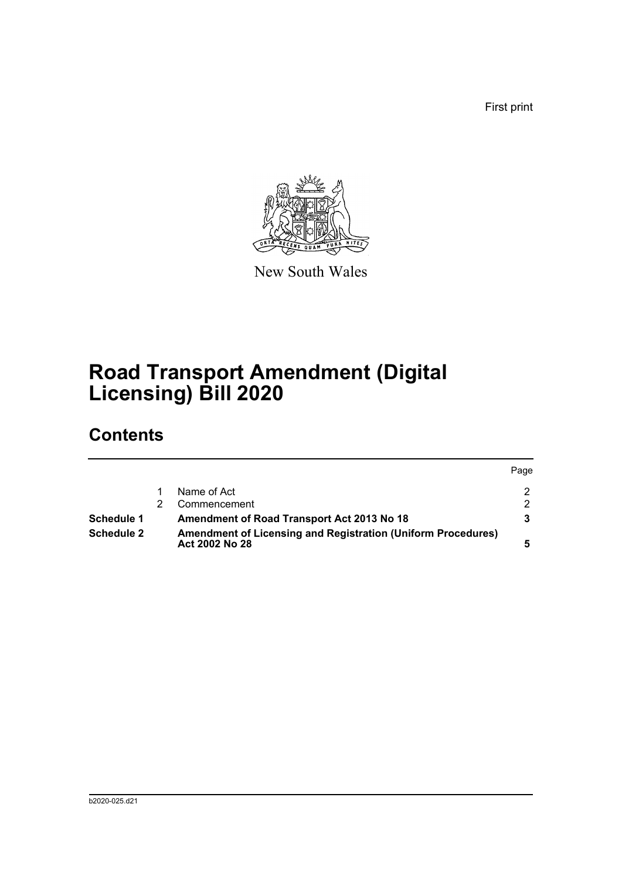First print

New South Wales

# Road Transport Amendment (Digital Licensing) Bill 2020

## Contents

| | | | Page |
|---|---|---|---|
| | 1 | Name of Act | 2 |
| | 2 | Commencement | 2 |
| **Schedule 1** | | **Amendment of Road Transport Act 2013 No 18** | **3** |
| **Schedule 2** | | **Amendment of Licensing and Registration (Uniform Procedures) Act 2002 No 28** | **5** |

b2020-025.d21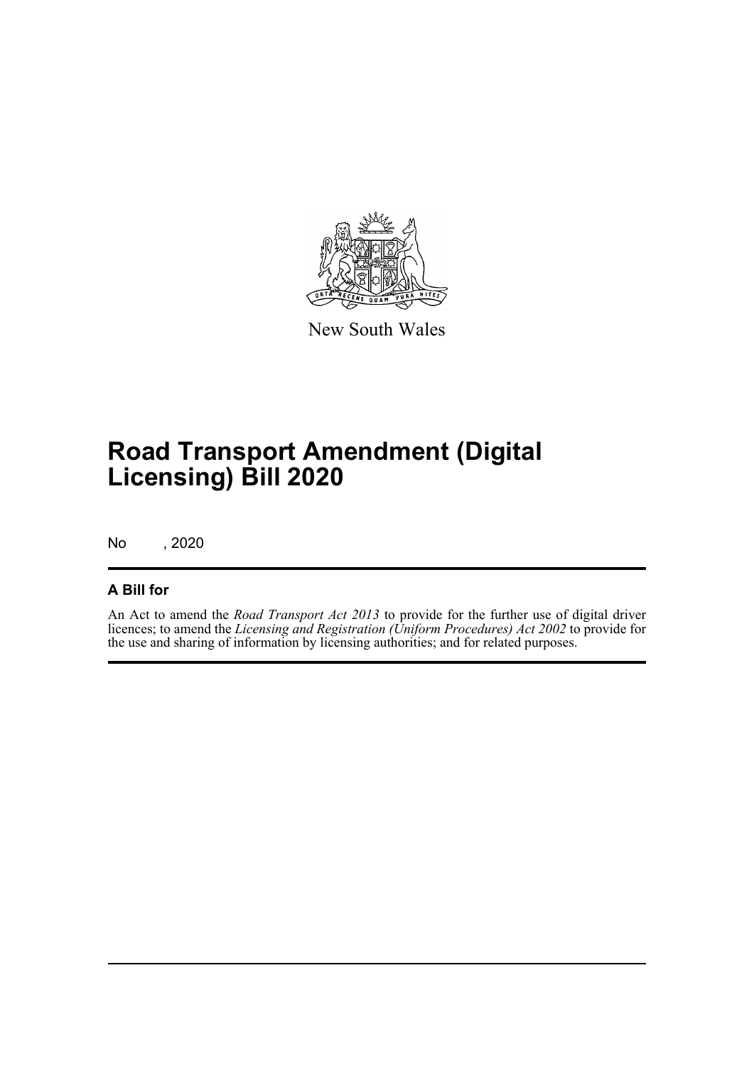New South Wales

# Road Transport Amendment (Digital Licensing) Bill 2020

No , 2020

## A Bill for

An Act to amend the *Road Transport Act 2013* to provide for the further use of digital driver licences; to amend the *Licensing and Registration (Uniform Procedures) Act 2002* to provide for the use and sharing of information by licensing authorities; and for related purposes.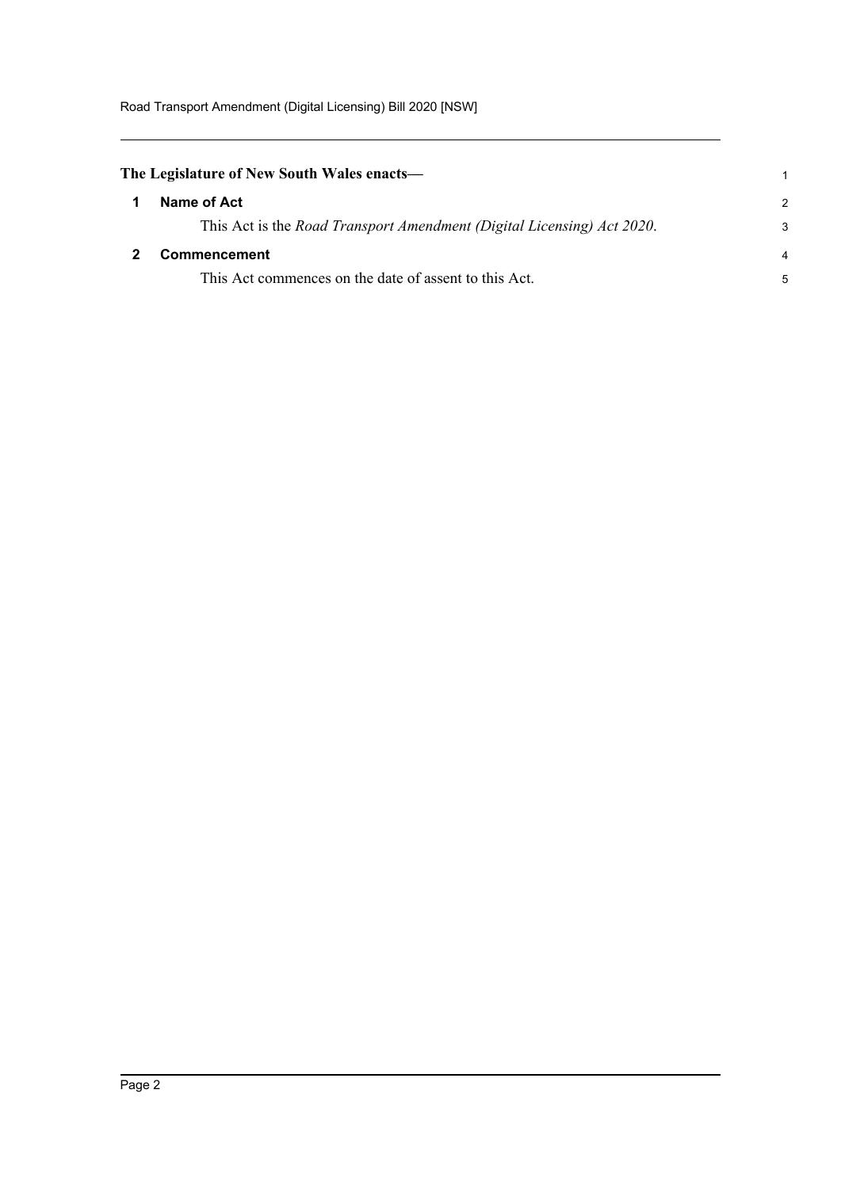**The Legislature of New South Wales enacts—**

## 1 Name of Act

This Act is the *Road Transport Amendment (Digital Licensing) Act 2020*.

## 2 Commencement

This Act commences on the date of assent to this Act.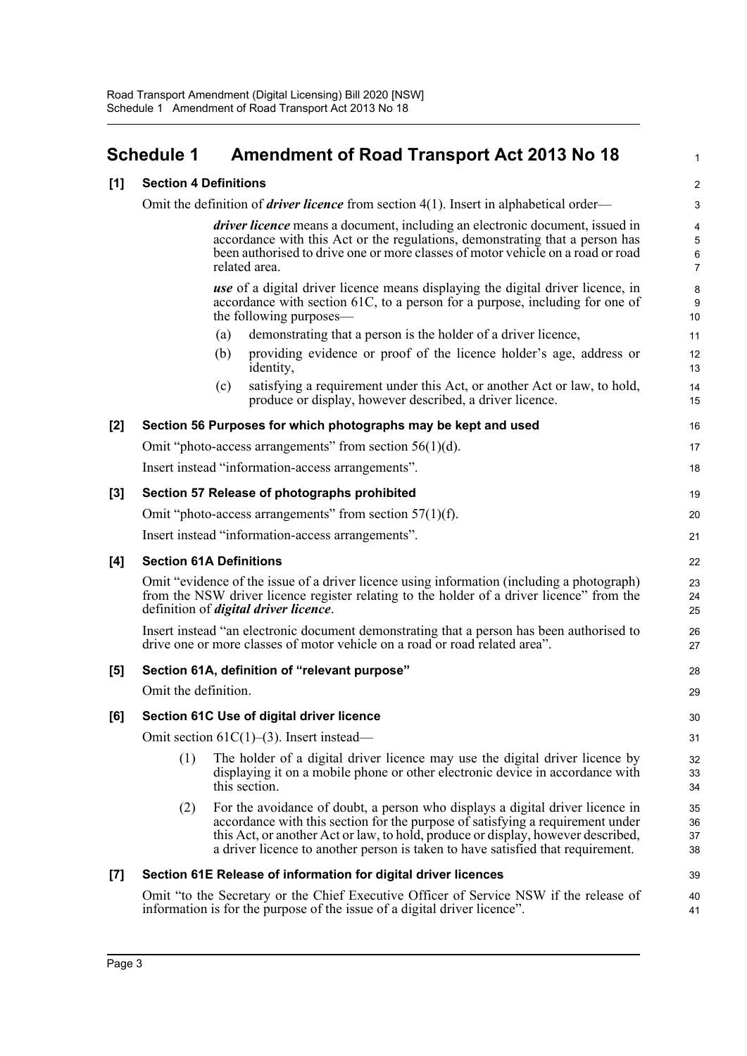# Schedule 1 Amendment of Road Transport Act 2013 No 18

## [1] Section 4 Definitions

Omit the definition of ***driver licence*** from section 4(1). Insert in alphabetical order—

> ***driver licence*** means a document, including an electronic document, issued in accordance with this Act or the regulations, demonstrating that a person has been authorised to drive one or more classes of motor vehicle on a road or road related area.
>
> ***use*** of a digital driver licence means displaying the digital driver licence, in accordance with section 61C, to a person for a purpose, including for one of the following purposes—
>
> (a) demonstrating that a person is the holder of a driver licence,
>
> (b) providing evidence or proof of the licence holder's age, address or identity,
>
> (c) satisfying a requirement under this Act, or another Act or law, to hold, produce or display, however described, a driver licence.

## [2] Section 56 Purposes for which photographs may be kept and used

Omit "photo-access arrangements" from section 56(1)(d).

Insert instead "information-access arrangements".

## [3] Section 57 Release of photographs prohibited

Omit "photo-access arrangements" from section 57(1)(f).

Insert instead "information-access arrangements".

## [4] Section 61A Definitions

Omit "evidence of the issue of a driver licence using information (including a photograph) from the NSW driver licence register relating to the holder of a driver licence" from the definition of ***digital driver licence***.

Insert instead "an electronic document demonstrating that a person has been authorised to drive one or more classes of motor vehicle on a road or road related area".

## [5] Section 61A, definition of "relevant purpose"

Omit the definition.

## [6] Section 61C Use of digital driver licence

Omit section 61C(1)–(3). Insert instead—

> (1) The holder of a digital driver licence may use the digital driver licence by displaying it on a mobile phone or other electronic device in accordance with this section.
>
> (2) For the avoidance of doubt, a person who displays a digital driver licence in accordance with this section for the purpose of satisfying a requirement under this Act, or another Act or law, to hold, produce or display, however described, a driver licence to another person is taken to have satisfied that requirement.

## [7] Section 61E Release of information for digital driver licences

Omit "to the Secretary or the Chief Executive Officer of Service NSW if the release of information is for the purpose of the issue of a digital driver licence".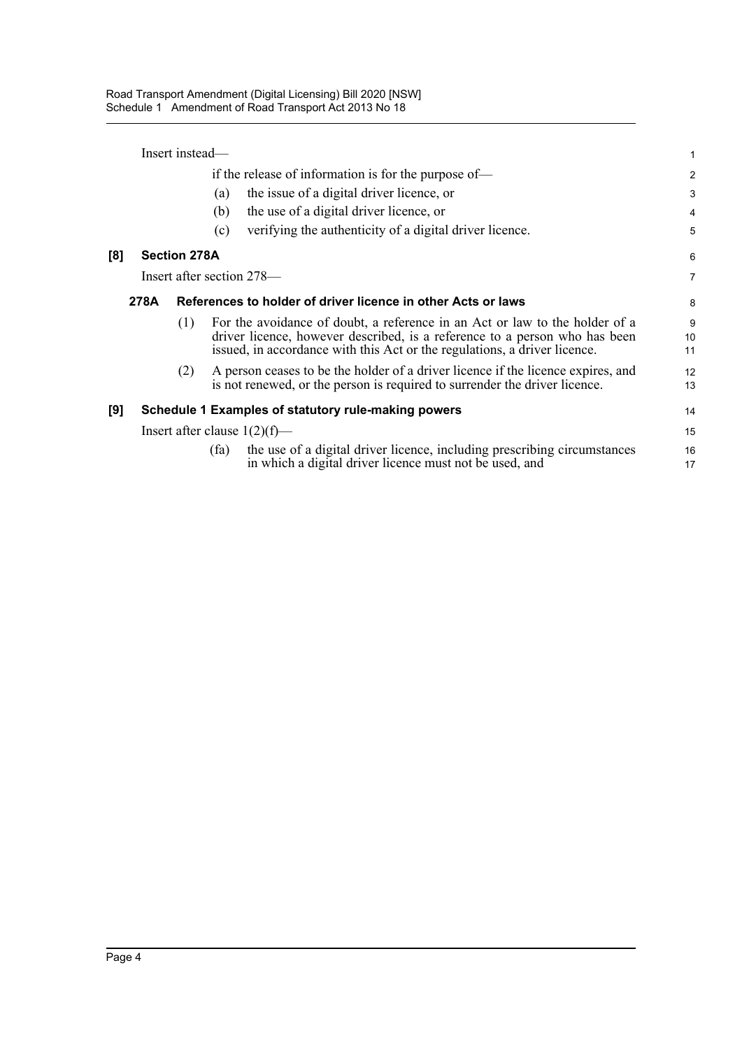Insert instead—

if the release of information is for the purpose of—

(a) the issue of a digital driver licence, or

(b) the use of a digital driver licence, or

(c) verifying the authenticity of a digital driver licence.

### [8] Section 278A

Insert after section 278—

#### 278A References to holder of driver licence in other Acts or laws

(1) For the avoidance of doubt, a reference in an Act or law to the holder of a driver licence, however described, is a reference to a person who has been issued, in accordance with this Act or the regulations, a driver licence.

(2) A person ceases to be the holder of a driver licence if the licence expires, and is not renewed, or the person is required to surrender the driver licence.

### [9] Schedule 1 Examples of statutory rule-making powers

Insert after clause 1(2)(f)—

(fa) the use of a digital driver licence, including prescribing circumstances in which a digital driver licence must not be used, and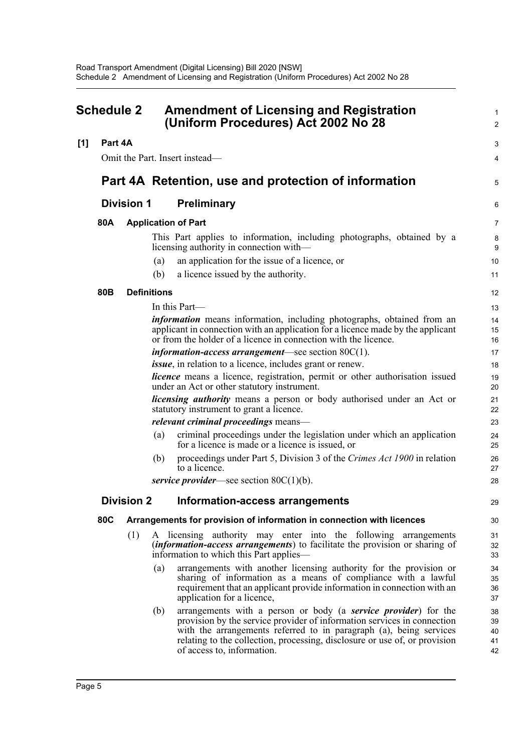## Schedule 2 Amendment of Licensing and Registration (Uniform Procedures) Act 2002 No 28

**[1] Part 4A**

Omit the Part. Insert instead—

# Part 4A Retention, use and protection of information

## Division 1 Preliminary

### 80A Application of Part

This Part applies to information, including photographs, obtained by a licensing authority in connection with—

(a) an application for the issue of a licence, or

(b) a licence issued by the authority.

### 80B Definitions

In this Part—

***information*** means information, including photographs, obtained from an applicant in connection with an application for a licence made by the applicant or from the holder of a licence in connection with the licence.

***information-access arrangement***—see section 80C(1).

***issue***, in relation to a licence, includes grant or renew.

***licence*** means a licence, registration, permit or other authorisation issued under an Act or other statutory instrument.

***licensing authority*** means a person or body authorised under an Act or statutory instrument to grant a licence.

***relevant criminal proceedings*** means—

(a) criminal proceedings under the legislation under which an application for a licence is made or a licence is issued, or

(b) proceedings under Part 5, Division 3 of the *Crimes Act 1900* in relation to a licence.

***service provider***—see section 80C(1)(b).

## Division 2 Information-access arrangements

### 80C Arrangements for provision of information in connection with licences

(1) A licensing authority may enter into the following arrangements (***information-access arrangements***) to facilitate the provision or sharing of information to which this Part applies—

(a) arrangements with another licensing authority for the provision or sharing of information as a means of compliance with a lawful requirement that an applicant provide information in connection with an application for a licence,

(b) arrangements with a person or body (a ***service provider***) for the provision by the service provider of information services in connection with the arrangements referred to in paragraph (a), being services relating to the collection, processing, disclosure or use of, or provision of access to, information.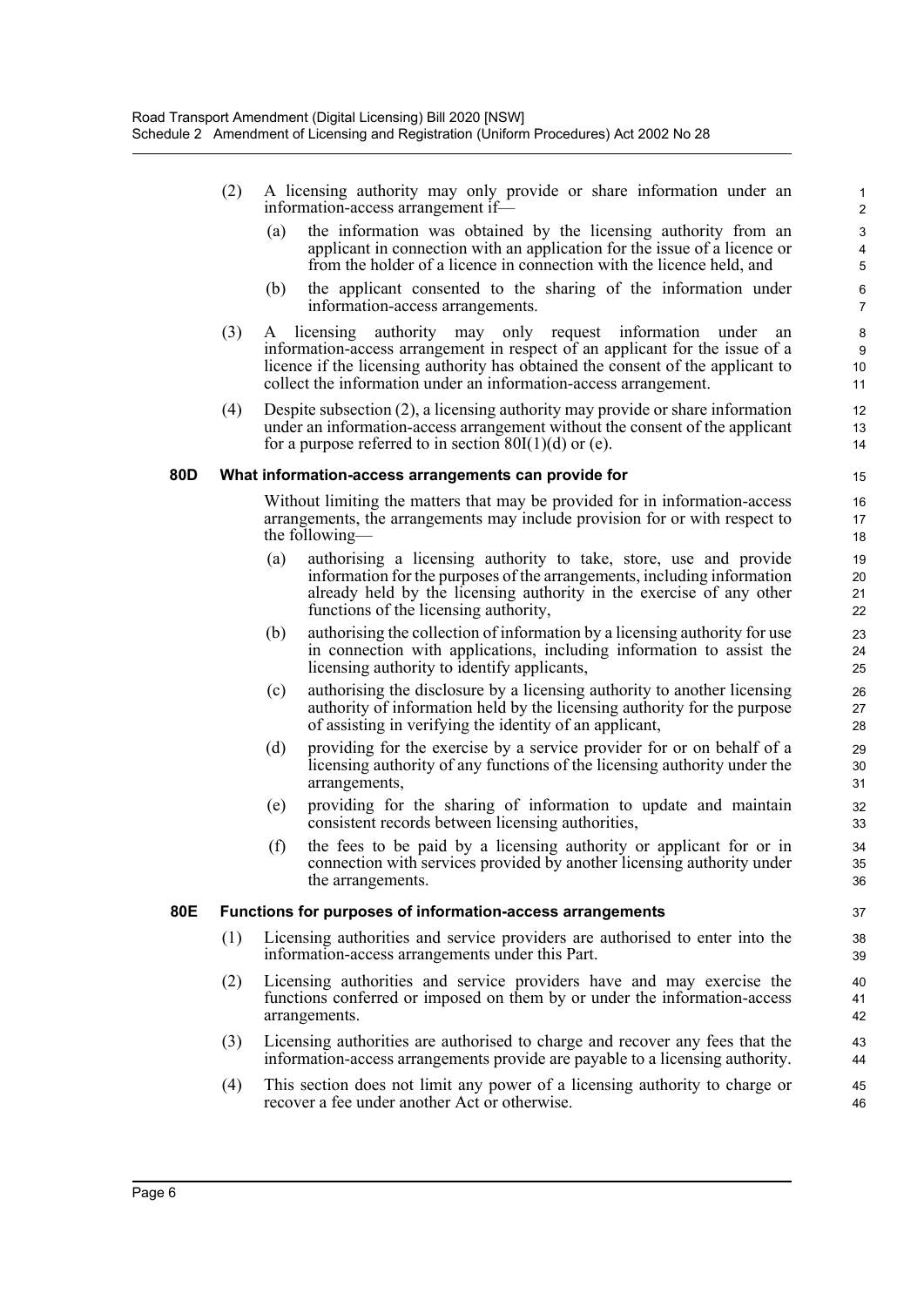(2) A licensing authority may only provide or share information under an information-access arrangement if—

(a) the information was obtained by the licensing authority from an applicant in connection with an application for the issue of a licence or from the holder of a licence in connection with the licence held, and

(b) the applicant consented to the sharing of the information under information-access arrangements.

(3) A licensing authority may only request information under an information-access arrangement in respect of an applicant for the issue of a licence if the licensing authority has obtained the consent of the applicant to collect the information under an information-access arrangement.

(4) Despite subsection (2), a licensing authority may provide or share information under an information-access arrangement without the consent of the applicant for a purpose referred to in section 80I(1)(d) or (e).

### 80D What information-access arrangements can provide for

Without limiting the matters that may be provided for in information-access arrangements, the arrangements may include provision for or with respect to the following—

(a) authorising a licensing authority to take, store, use and provide information for the purposes of the arrangements, including information already held by the licensing authority in the exercise of any other functions of the licensing authority,

(b) authorising the collection of information by a licensing authority for use in connection with applications, including information to assist the licensing authority to identify applicants,

(c) authorising the disclosure by a licensing authority to another licensing authority of information held by the licensing authority for the purpose of assisting in verifying the identity of an applicant,

(d) providing for the exercise by a service provider for or on behalf of a licensing authority of any functions of the licensing authority under the arrangements,

(e) providing for the sharing of information to update and maintain consistent records between licensing authorities,

(f) the fees to be paid by a licensing authority or applicant for or in connection with services provided by another licensing authority under the arrangements.

### 80E Functions for purposes of information-access arrangements

(1) Licensing authorities and service providers are authorised to enter into the information-access arrangements under this Part.

(2) Licensing authorities and service providers have and may exercise the functions conferred or imposed on them by or under the information-access arrangements.

(3) Licensing authorities are authorised to charge and recover any fees that the information-access arrangements provide are payable to a licensing authority.

(4) This section does not limit any power of a licensing authority to charge or recover a fee under another Act or otherwise.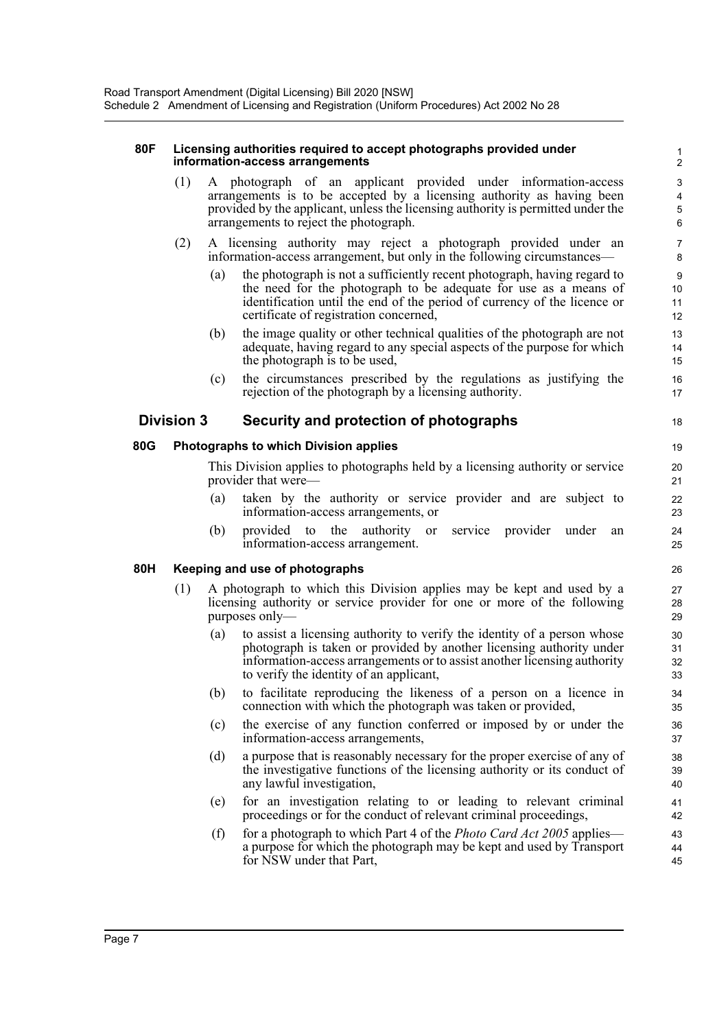#### 80F Licensing authorities required to accept photographs provided under information-access arrangements

(1) A photograph of an applicant provided under information-access arrangements is to be accepted by a licensing authority as having been provided by the applicant, unless the licensing authority is permitted under the arrangements to reject the photograph.

(2) A licensing authority may reject a photograph provided under an information-access arrangement, but only in the following circumstances—

(a) the photograph is not a sufficiently recent photograph, having regard to the need for the photograph to be adequate for use as a means of identification until the end of the period of currency of the licence or certificate of registration concerned,

(b) the image quality or other technical qualities of the photograph are not adequate, having regard to any special aspects of the purpose for which the photograph is to be used,

(c) the circumstances prescribed by the regulations as justifying the rejection of the photograph by a licensing authority.

### Division 3 Security and protection of photographs

#### 80G Photographs to which Division applies

This Division applies to photographs held by a licensing authority or service provider that were—

(a) taken by the authority or service provider and are subject to information-access arrangements, or

(b) provided to the authority or service provider under an information-access arrangement.

#### 80H Keeping and use of photographs

(1) A photograph to which this Division applies may be kept and used by a licensing authority or service provider for one or more of the following purposes only—

(a) to assist a licensing authority to verify the identity of a person whose photograph is taken or provided by another licensing authority under information-access arrangements or to assist another licensing authority to verify the identity of an applicant,

(b) to facilitate reproducing the likeness of a person on a licence in connection with which the photograph was taken or provided,

(c) the exercise of any function conferred or imposed by or under the information-access arrangements,

(d) a purpose that is reasonably necessary for the proper exercise of any of the investigative functions of the licensing authority or its conduct of any lawful investigation,

(e) for an investigation relating to or leading to relevant criminal proceedings or for the conduct of relevant criminal proceedings,

(f) for a photograph to which Part 4 of the *Photo Card Act 2005* applies—a purpose for which the photograph may be kept and used by Transport for NSW under that Part,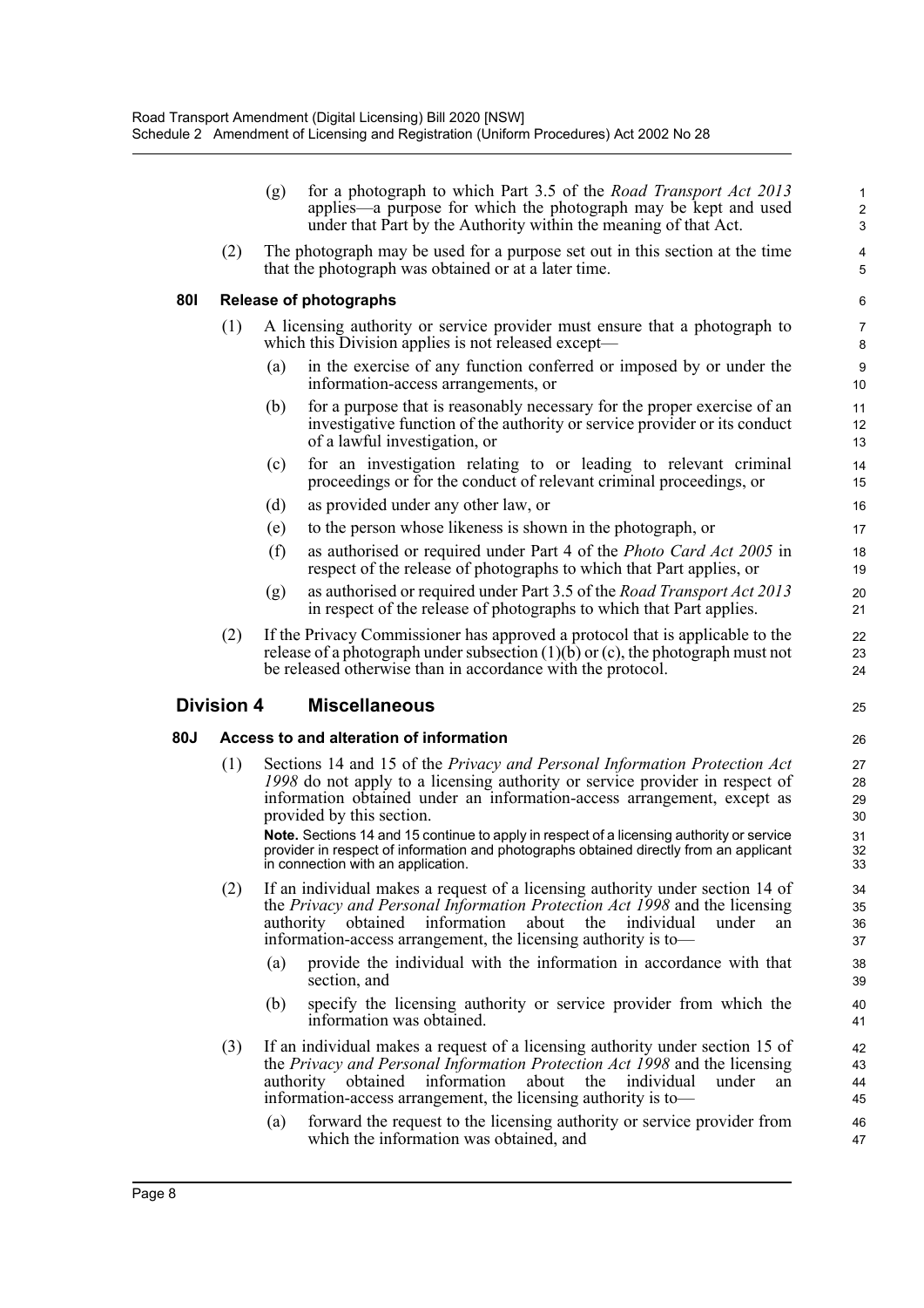(g) for a photograph to which Part 3.5 of the *Road Transport Act 2013* applies—a purpose for which the photograph may be kept and used under that Part by the Authority within the meaning of that Act.

(2) The photograph may be used for a purpose set out in this section at the time that the photograph was obtained or at a later time.

**80I Release of photographs**

(1) A licensing authority or service provider must ensure that a photograph to which this Division applies is not released except—

(a) in the exercise of any function conferred or imposed by or under the information-access arrangements, or

(b) for a purpose that is reasonably necessary for the proper exercise of an investigative function of the authority or service provider or its conduct of a lawful investigation, or

(c) for an investigation relating to or leading to relevant criminal proceedings or for the conduct of relevant criminal proceedings, or

(d) as provided under any other law, or

(e) to the person whose likeness is shown in the photograph, or

(f) as authorised or required under Part 4 of the *Photo Card Act 2005* in respect of the release of photographs to which that Part applies, or

(g) as authorised or required under Part 3.5 of the *Road Transport Act 2013* in respect of the release of photographs to which that Part applies.

(2) If the Privacy Commissioner has approved a protocol that is applicable to the release of a photograph under subsection (1)(b) or (c), the photograph must not be released otherwise than in accordance with the protocol.

## Division 4 Miscellaneous

**80J Access to and alteration of information**

(1) Sections 14 and 15 of the *Privacy and Personal Information Protection Act 1998* do not apply to a licensing authority or service provider in respect of information obtained under an information-access arrangement, except as provided by this section.

**Note.** Sections 14 and 15 continue to apply in respect of a licensing authority or service provider in respect of information and photographs obtained directly from an applicant in connection with an application.

(2) If an individual makes a request of a licensing authority under section 14 of the *Privacy and Personal Information Protection Act 1998* and the licensing authority obtained information about the individual under an information-access arrangement, the licensing authority is to—

(a) provide the individual with the information in accordance with that section, and

(b) specify the licensing authority or service provider from which the information was obtained.

(3) If an individual makes a request of a licensing authority under section 15 of the *Privacy and Personal Information Protection Act 1998* and the licensing authority obtained information about the individual under an information-access arrangement, the licensing authority is to—

(a) forward the request to the licensing authority or service provider from which the information was obtained, and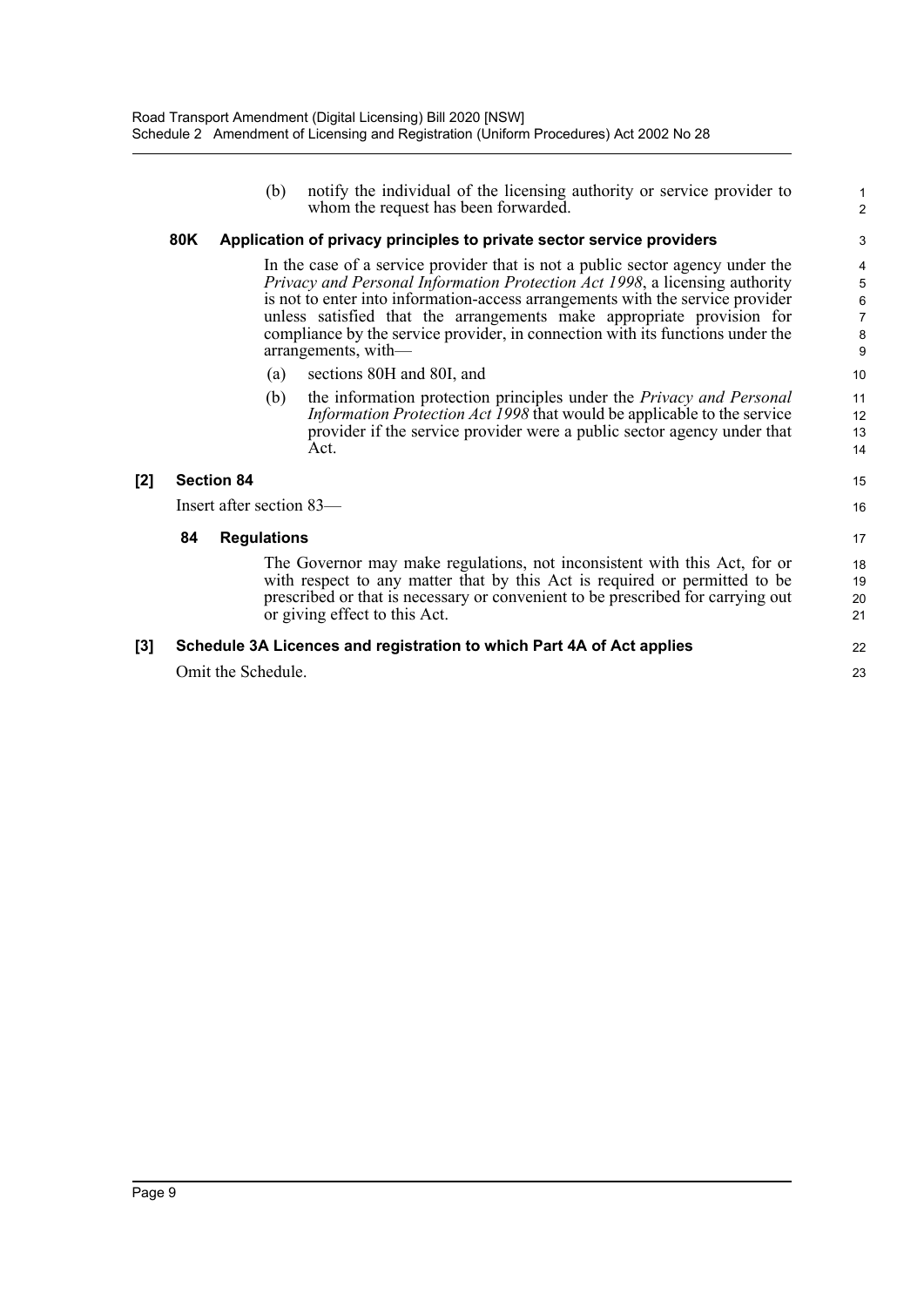(b) notify the individual of the licensing authority or service provider to whom the request has been forwarded.

**80K Application of privacy principles to private sector service providers**

In the case of a service provider that is not a public sector agency under the *Privacy and Personal Information Protection Act 1998*, a licensing authority is not to enter into information-access arrangements with the service provider unless satisfied that the arrangements make appropriate provision for compliance by the service provider, in connection with its functions under the arrangements, with—

(a) sections 80H and 80I, and

(b) the information protection principles under the *Privacy and Personal Information Protection Act 1998* that would be applicable to the service provider if the service provider were a public sector agency under that Act.

**[2] Section 84**

Insert after section 83—

**84 Regulations**

The Governor may make regulations, not inconsistent with this Act, for or with respect to any matter that by this Act is required or permitted to be prescribed or that is necessary or convenient to be prescribed for carrying out or giving effect to this Act.

**[3] Schedule 3A Licences and registration to which Part 4A of Act applies**

Omit the Schedule.